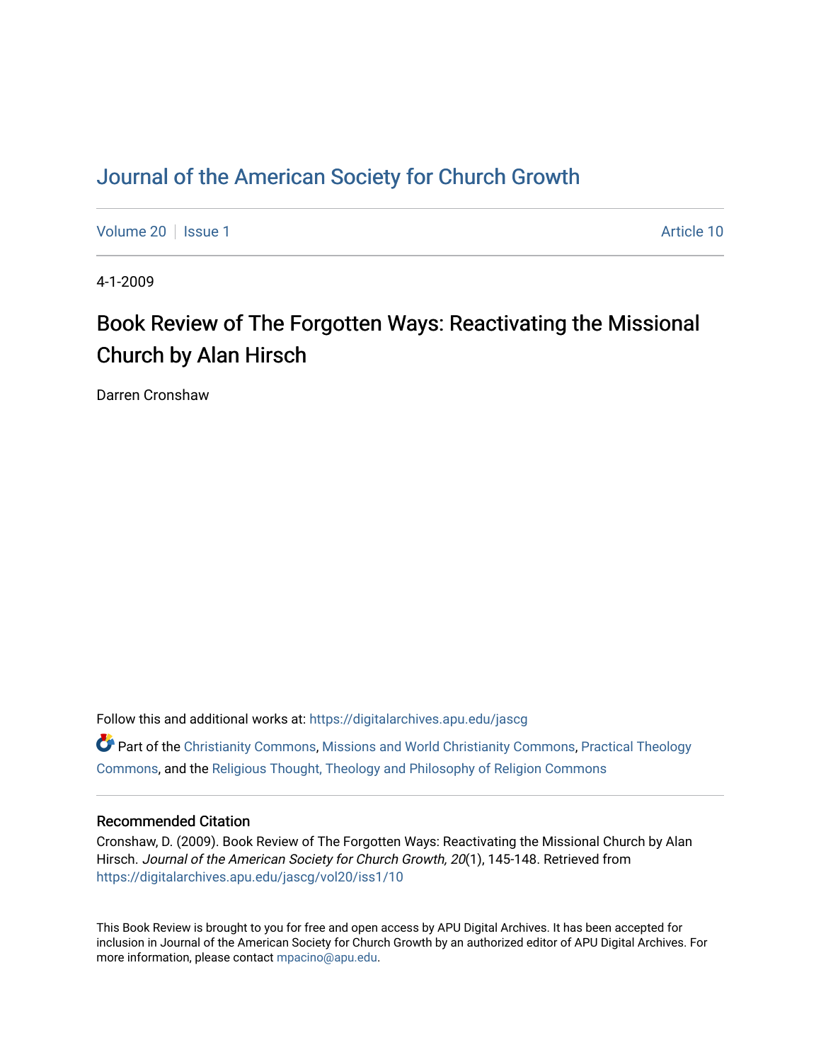# Journal of the American Society for Church Growth

Volume 20 | Issue 1 | Article 10

4-1-2009

## Book Review of The Forgotten Ways: Reactivating the Missional Church by Alan Hirsch

Darren Cronshaw

Follow this and additional works at: https://digitalarchives.apu.edu/jascg

Part of the Christianity Commons, Missions and World Christianity Commons, Practical Theology Commons, and the Religious Thought, Theology and Philosophy of Religion Commons

### Recommended Citation

Cronshaw, D. (2009). Book Review of The Forgotten Ways: Reactivating the Missional Church by Alan Hirsch. *Journal of the American Society for Church Growth, 20*(1), 145-148. Retrieved from https://digitalarchives.apu.edu/jascg/vol20/iss1/10

This Book Review is brought to you for free and open access by APU Digital Archives. It has been accepted for inclusion in Journal of the American Society for Church Growth by an authorized editor of APU Digital Archives. For more information, please contact mpacino@apu.edu.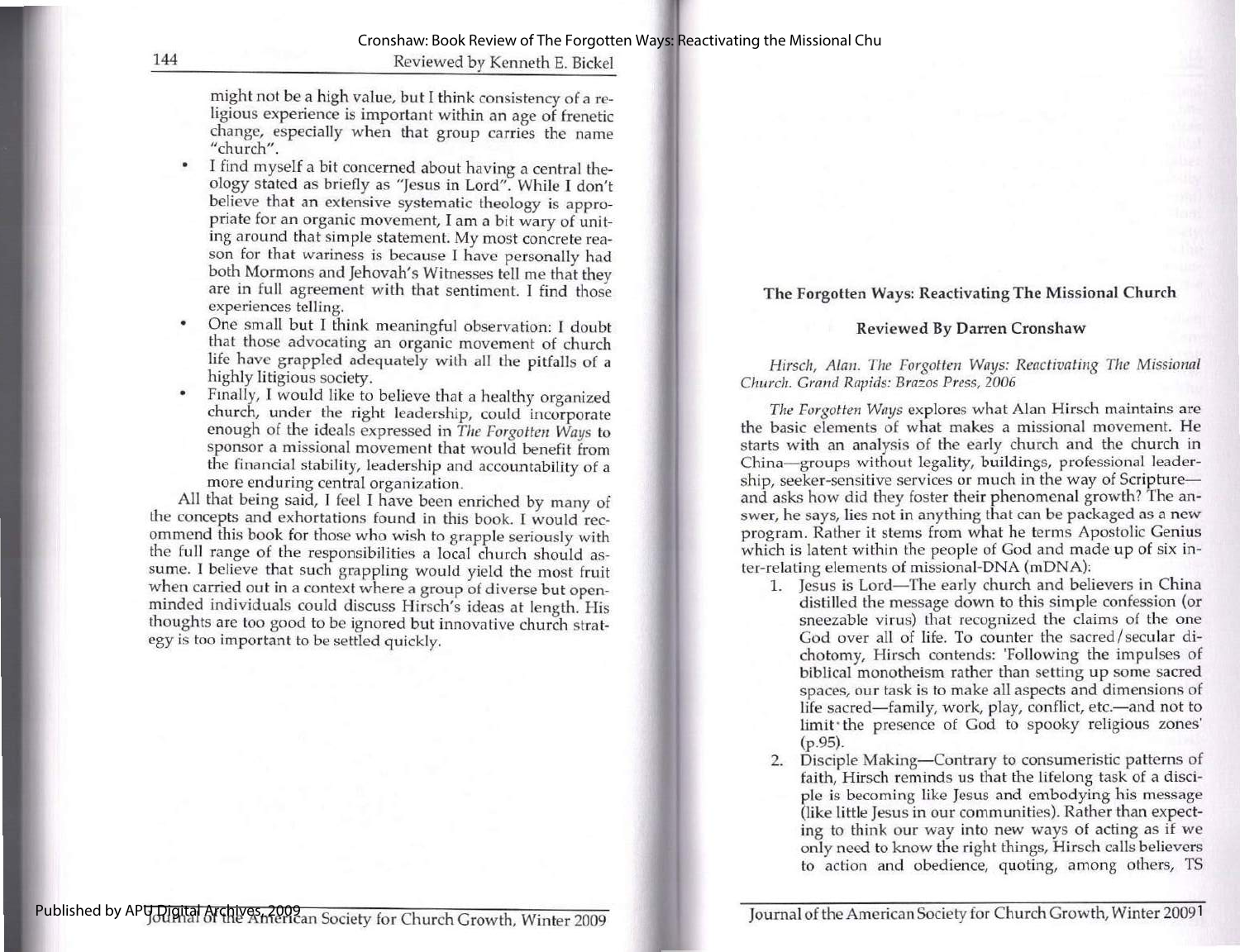might not be a high value, but I think consistency of a religious experience is important within an age of frenetic change, especially when that group carries the name "church".

- I find myself a bit concerned about having a central theology stated as briefly as "Jesus in Lord". While I don't believe that an extensive systematic theology is appropriate for an organic movement, I am a bit wary of uniting around that simple statement. My most concrete reason for that wariness is because I have personally had both Mormons and Jehovah's Witnesses tell me that they are in full agreement with that sentiment. I find those experiences telling.
- One small but I think meaningful observation: I doubt that those advocating an organic movement of church life have grappled adequately with all the pitfalls of a highly litigious society.
- Finally, I would like to believe that a healthy organized church, under the right leadership, could incorporate enough of the ideals expressed in *The Forgotten Ways* to sponsor a missional movement that would benefit from the financial stability, leadership and accountability of a more enduring central organization.

All that being said, I feel I have been enriched by many of the concepts and exhortations found in this book. I would recommend this book for those who wish to grapple seriously with the full range of the responsibilities a local church should assume. I believe that such grappling would yield the most fruit when carried out in a context where a group of diverse but open-minded individuals could discuss Hirsch's ideas at length. His thoughts are too good to be ignored but innovative church strategy is too important to be settled quickly.

## The Forgotten Ways: Reactivating The Missional Church

### Reviewed By Darren Cronshaw

*Hirsch, Alan. The Forgotten Ways: Reactivating The Missional Church. Grand Rapids: Brazos Press, 2006*

*The Forgotten Ways* explores what Alan Hirsch maintains are the basic elements of what makes a missional movement. He starts with an analysis of the early church and the church in China—groups without legality, buildings, professional leadership, seeker-sensitive services or much in the way of Scripture—and asks how did they foster their phenomenal growth? The answer, he says, lies not in anything that can be packaged as a new program. Rather it stems from what he terms Apostolic Genius which is latent within the people of God and made up of six inter-relating elements of missional-DNA (mDNA):

1. Jesus is Lord—The early church and believers in China distilled the message down to this simple confession (or sneezable virus) that recognized the claims of the one God over all of life. To counter the sacred/secular dichotomy, Hirsch contends: 'Following the impulses of biblical monotheism rather than setting up some sacred spaces, our task is to make all aspects and dimensions of life sacred—family, work, play, conflict, etc.—and not to limit the presence of God to spooky religious zones' (p.95).
2. Disciple Making—Contrary to consumeristic patterns of faith, Hirsch reminds us that the lifelong task of a disciple is becoming like Jesus and embodying his message (like little Jesus in our communities). Rather than expecting to think our way into new ways of acting as if we only need to know the right things, Hirsch calls believers to action and obedience, quoting, among others, TS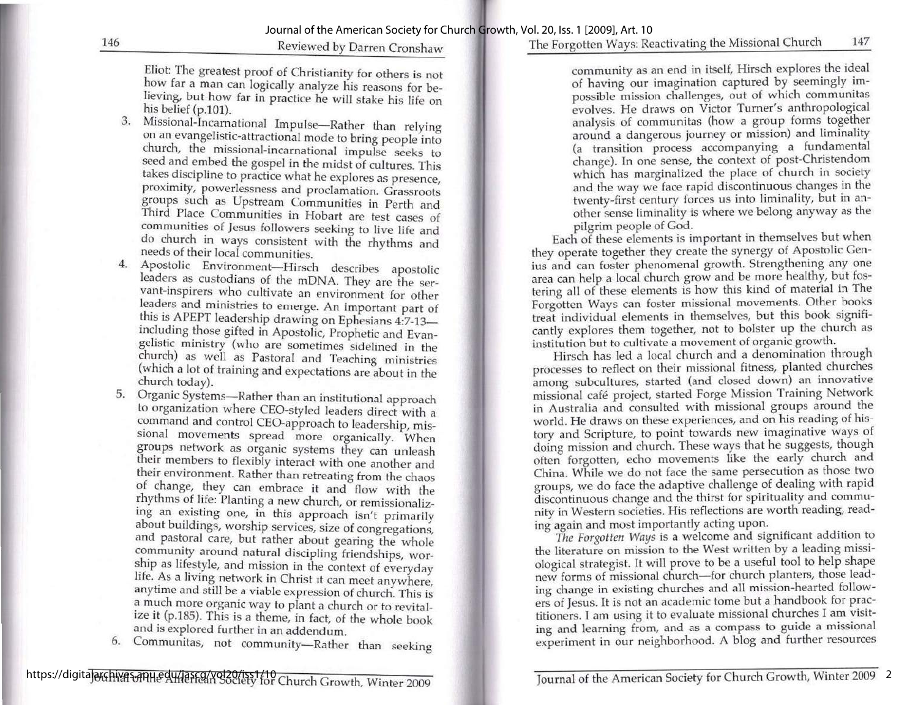Eliot: The greatest proof of Christianity for others is not how far a man can logically analyze his reasons for believing, but how far in practice he will stake his life on his belief (p.101).

3. Missional-Incarnational Impulse—Rather than relying on an evangelistic-attractional mode to bring people into church, the missional-incarnational impulse seeks to seed and embed the gospel in the midst of cultures. This takes discipline to practice what he explores as presence, proximity, powerlessness and proclamation. Grassroots groups such as Upstream Communities in Perth and Third Place Communities in Hobart are test cases of communities of Jesus followers seeking to live life and do church in ways consistent with the rhythms and needs of their local communities.
4. Apostolic Environment—Hirsch describes apostolic leaders as custodians of the mDNA. They are the servant-inspirers who cultivate an environment for other leaders and ministries to emerge. An important part of this is APEPT leadership drawing on Ephesians 4:7-13—including those gifted in Apostolic, Prophetic and Evangelistic ministry (who are sometimes sidelined in the church) as well as Pastoral and Teaching ministries (which a lot of training and expectations are about in the church today).
5. Organic Systems—Rather than an institutional approach to organization where CEO-styled leaders direct with a command and control CEO-approach to leadership, missional movements spread more organically. When groups network as organic systems they can unleash their members to flexibly interact with one another and their environment. Rather than retreating from the chaos of change, they can embrace it and flow with the rhythms of life: Planting a new church, or remissionalizing an existing one, in this approach isn't primarily about buildings, worship services, size of congregations, and pastoral care, but rather about gearing the whole community around natural discipling friendships, worship as lifestyle, and mission in the context of everyday life. As a living network in Christ it can meet anywhere, anytime and still be a viable expression of church. This is a much more organic way to plant a church or to revitalize it (p.185). This is a theme, in fact, of the whole book and is explored further in an addendum.
6. Communitas, not community—Rather than seeking community as an end in itself, Hirsch explores the ideal of having our imagination captured by seemingly impossible mission challenges, out of which communitas evolves. He draws on Victor Turner's anthropological analysis of communitas (how a group forms together around a dangerous journey or mission) and liminality (a transition process accompanying a fundamental change). In one sense, the context of post-Christendom which has marginalized the place of church in society and the way we face rapid discontinuous changes in the twenty-first century forces us into liminality, but in another sense liminality is where we belong anyway as the pilgrim people of God.

Each of these elements is important in themselves but when they operate together they create the synergy of Apostolic Genius and can foster phenomenal growth. Strengthening any one area can help a local church grow and be more healthy, but fostering all of these elements is how this kind of material in The Forgotten Ways can foster missional movements. Other books treat individual elements in themselves, but this book significantly explores them together, not to bolster up the church as institution but to cultivate a movement of organic growth.

Hirsch has led a local church and a denomination through processes to reflect on their missional fitness, planted churches among subcultures, started (and closed down) an innovative missional café project, started Forge Mission Training Network in Australia and consulted with missional groups around the world. He draws on these experiences, and on his reading of history and Scripture, to point towards new imaginative ways of doing mission and church. These ways that he suggests, though often forgotten, echo movements like the early church and China. While we do not face the same persecution as those two groups, we do face the adaptive challenge of dealing with rapid discontinuous change and the thirst for spirituality and community in Western societies. His reflections are worth reading, reading again and most importantly acting upon.

*The Forgotten Ways* is a welcome and significant addition to the literature on mission to the West written by a leading missiological strategist. It will prove to be a useful tool to help shape new forms of missional church—for church planters, those leading change in existing churches and all mission-hearted followers of Jesus. It is not an academic tome but a handbook for practitioners. I am using it to evaluate missional churches I am visiting and learning from, and as a compass to guide a missional experiment in our neighborhood. A blog and further resources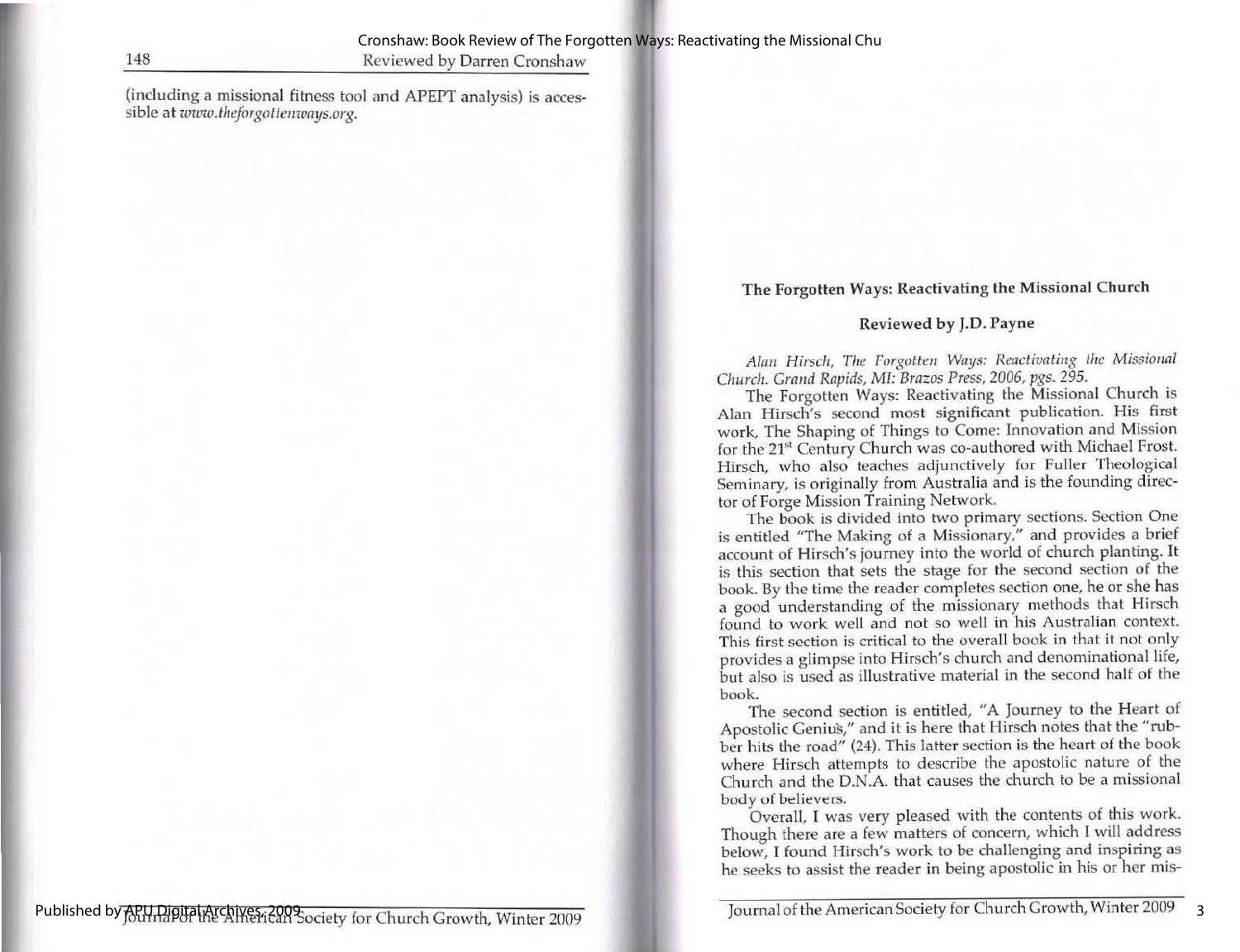(including a missional fitness tool and APEPT analysis) is accessible at *www.theforgottenways.org*.

## The Forgotten Ways: Reactivating the Missional Church

### Reviewed by J.D. Payne

*Alan Hirsch, The Forgotten Ways: Reactivating the Missional Church. Grand Rapids, MI: Brazos Press, 2006, pgs. 295.*

The Forgotten Ways: Reactivating the Missional Church is Alan Hirsch's second most significant publication. His first work, The Shaping of Things to Come: Innovation and Mission for the 21st Century Church was co-authored with Michael Frost. Hirsch, who also teaches adjunctively for Fuller Theological Seminary, is originally from Australia and is the founding director of Forge Mission Training Network.

The book is divided into two primary sections. Section One is entitled "The Making of a Missionary," and provides a brief account of Hirsch's journey into the world of church planting. It is this section that sets the stage for the second section of the book. By the time the reader completes section one, he or she has a good understanding of the missionary methods that Hirsch found to work well and not so well in his Australian context. This first section is critical to the overall book in that it not only provides a glimpse into Hirsch's church and denominational life, but also is used as illustrative material in the second half of the book.

The second section is entitled, "A Journey to the Heart of Apostolic Genius," and it is here that Hirsch notes that the "rubber hits the road" (24). This latter section is the heart of the book where Hirsch attempts to describe the apostolic nature of the Church and the D.N.A. that causes the church to be a missional body of believers.

Overall, I was very pleased with the contents of this work. Though there are a few matters of concern, which I will address below, I found Hirsch's work to be challenging and inspiring as he seeks to assist the reader in being apostolic in his or her mis-